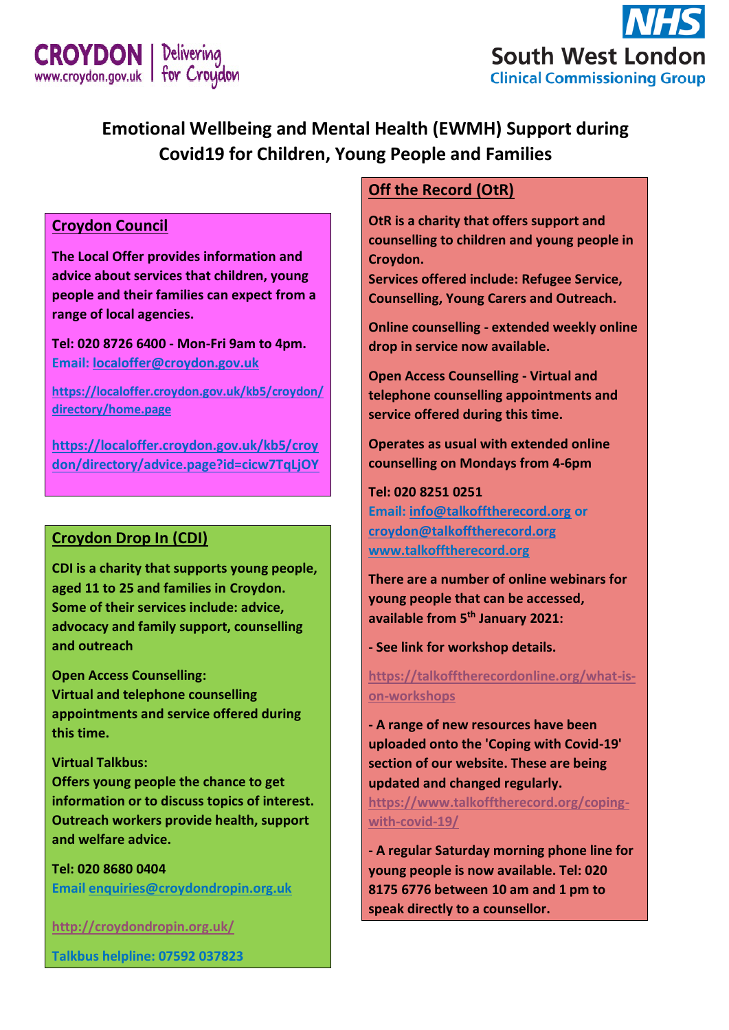CROYDON www.croydon.gov.uk | Delivering for Croydon

NHS South West London Clinical Commissioning Group

# Emotional Wellbeing and Mental Health (EWMH) Support during Covid19 for Children, Young People and Families

## Croydon Council

**The Local Offer provides information and advice about services that children, young people and their families can expect from a range of local agencies.**

**Tel: 020 8726 6400 - Mon-Fri 9am to 4pm.**
**Email: localoffer@croydon.gov.uk**

https://localoffer.croydon.gov.uk/kb5/croydon/directory/home.page

https://localoffer.croydon.gov.uk/kb5/croydon/directory/advice.page?id=cicw7TqLjOY

## Croydon Drop In (CDI)

**CDI is a charity that supports young people, aged 11 to 25 and families in Croydon. Some of their services include: advice, advocacy and family support, counselling and outreach**

**Open Access Counselling:**
**Virtual and telephone counselling appointments and service offered during this time.**

**Virtual Talkbus:**
**Offers young people the chance to get information or to discuss topics of interest. Outreach workers provide health, support and welfare advice.**

**Tel: 020 8680 0404**
**Email enquiries@croydondropin.org.uk**

http://croydondropin.org.uk/

**Talkbus helpline: 07592 037823**

## Off the Record (OtR)

**OtR is a charity that offers support and counselling to children and young people in Croydon.**
**Services offered include: Refugee Service, Counselling, Young Carers and Outreach.**

**Online counselling - extended weekly online drop in service now available.**

**Open Access Counselling - Virtual and telephone counselling appointments and service offered during this time.**

**Operates as usual with extended online counselling on Mondays from 4-6pm**

**Tel: 020 8251 0251**
**Email: info@talkofftherecord.org or croydon@talkofftherecord.org**
**www.talkofftherecord.org**

**There are a number of online webinars for young people that can be accessed, available from 5th January 2021:**

**- See link for workshop details.**

https://talkofftherecordonline.org/what-is-on-workshops

**- A range of new resources have been uploaded onto the 'Coping with Covid-19' section of our website. These are being updated and changed regularly.**
https://www.talkofftherecord.org/coping-with-covid-19/

**- A regular Saturday morning phone line for young people is now available. Tel: 020 8175 6776 between 10 am and 1 pm to speak directly to a counsellor.**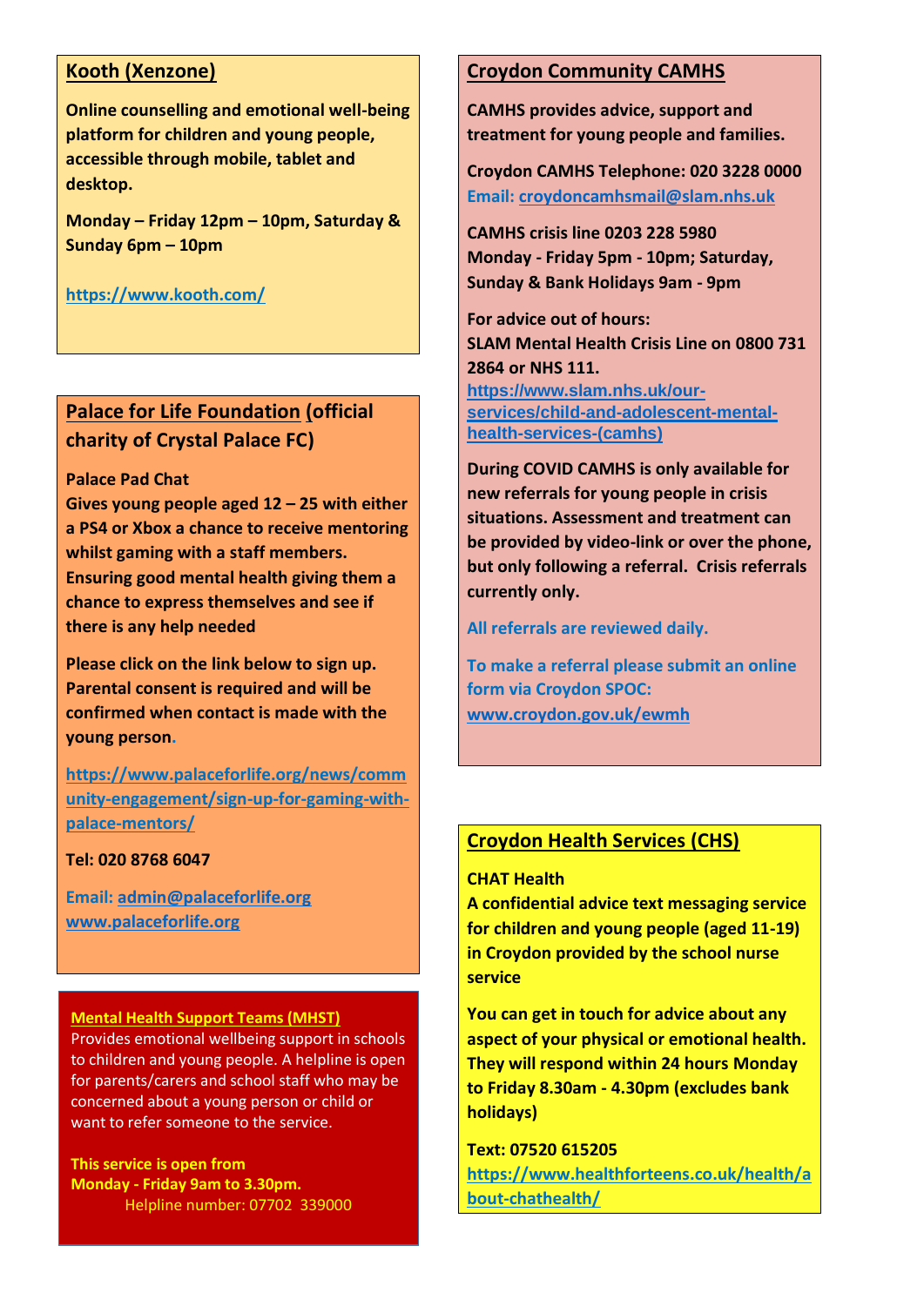## Kooth (Xenzone)

**Online counselling and emotional well-being platform for children and young people, accessible through mobile, tablet and desktop.**

**Monday – Friday 12pm – 10pm, Saturday & Sunday 6pm – 10pm**

**https://www.kooth.com/**

## Palace for Life Foundation (official charity of Crystal Palace FC)

**Palace Pad Chat**
**Gives young people aged 12 – 25 with either a PS4 or Xbox a chance to receive mentoring whilst gaming with a staff members. Ensuring good mental health giving them a chance to express themselves and see if there is any help needed**

**Please click on the link below to sign up. Parental consent is required and will be confirmed when contact is made with the young person.**

**https://www.palaceforlife.org/news/community-engagement/sign-up-for-gaming-with-palace-mentors/**

**Tel: 020 8768 6047**

**Email: admin@palaceforlife.org**
**www.palaceforlife.org**

## Mental Health Support Teams (MHST)

Provides emotional wellbeing support in schools to children and young people. A helpline is open for parents/carers and school staff who may be concerned about a young person or child or want to refer someone to the service.

**This service is open from Monday - Friday 9am to 3.30pm.**
Helpline number: 07702 339000

## Croydon Community CAMHS

**CAMHS provides advice, support and treatment for young people and families.**

**Croydon CAMHS Telephone: 020 3228 0000**
**Email: croydoncamhsmail@slam.nhs.uk**

**CAMHS crisis line 0203 228 5980**
**Monday - Friday 5pm - 10pm; Saturday, Sunday & Bank Holidays 9am - 9pm**

**For advice out of hours:**
**SLAM Mental Health Crisis Line on 0800 731 2864 or NHS 111.**
**https://www.slam.nhs.uk/our-services/child-and-adolescent-mental-health-services-(camhs)**

**During COVID CAMHS is only available for new referrals for young people in crisis situations. Assessment and treatment can be provided by video-link or over the phone, but only following a referral. Crisis referrals currently only.**

**All referrals are reviewed daily.**

**To make a referral please submit an online form via Croydon SPOC: www.croydon.gov.uk/ewmh**

## Croydon Health Services (CHS)

**CHAT Health**
**A confidential advice text messaging service for children and young people (aged 11-19) in Croydon provided by the school nurse service**

**You can get in touch for advice about any aspect of your physical or emotional health. They will respond within 24 hours Monday to Friday 8.30am - 4.30pm (excludes bank holidays)**

**Text: 07520 615205**
**https://www.healthforteens.co.uk/health/about-chathealth/**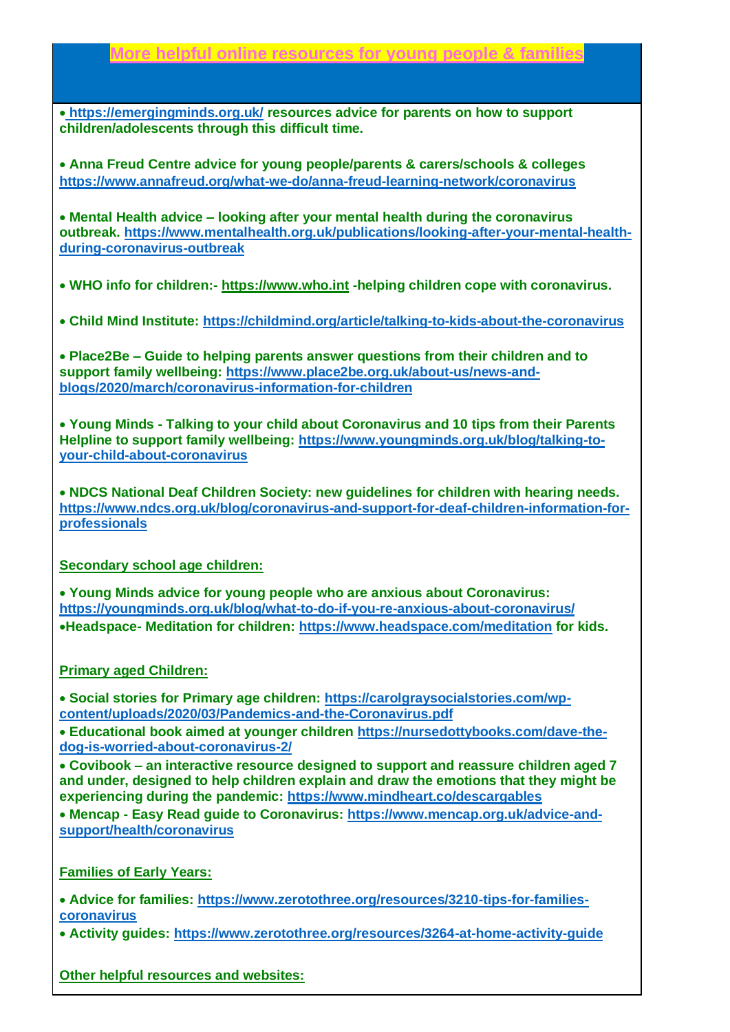# More helpful online resources for young people & families

- **https://emergingminds.org.uk/ resources advice for parents on how to support children/adolescents through this difficult time.**

- **Anna Freud Centre advice for young people/parents & carers/schools & colleges https://www.annafreud.org/what-we-do/anna-freud-learning-network/coronavirus**

- **Mental Health advice – looking after your mental health during the coronavirus outbreak. https://www.mentalhealth.org.uk/publications/looking-after-your-mental-health-during-coronavirus-outbreak**

- **WHO info for children:- https://www.who.int -helping children cope with coronavirus.**

- **Child Mind Institute: https://childmind.org/article/talking-to-kids-about-the-coronavirus**

- **Place2Be – Guide to helping parents answer questions from their children and to support family wellbeing: https://www.place2be.org.uk/about-us/news-and-blogs/2020/march/coronavirus-information-for-children**

- **Young Minds - Talking to your child about Coronavirus and 10 tips from their Parents Helpline to support family wellbeing: https://www.youngminds.org.uk/blog/talking-to-your-child-about-coronavirus**

- **NDCS National Deaf Children Society: new guidelines for children with hearing needs. https://www.ndcs.org.uk/blog/coronavirus-and-support-for-deaf-children-information-for-professionals**

## Secondary school age children:

- **Young Minds advice for young people who are anxious about Coronavirus: https://youngminds.org.uk/blog/what-to-do-if-you-re-anxious-about-coronavirus/**
- **Headspace- Meditation for children: https://www.headspace.com/meditation for kids.**

## Primary aged Children:

- **Social stories for Primary age children: https://carolgraysocialstories.com/wp-content/uploads/2020/03/Pandemics-and-the-Coronavirus.pdf**
- **Educational book aimed at younger children https://nursedottybooks.com/dave-the-dog-is-worried-about-coronavirus-2/**
- **Covibook – an interactive resource designed to support and reassure children aged 7 and under, designed to help children explain and draw the emotions that they might be experiencing during the pandemic: https://www.mindheart.co/descargables**
- **Mencap - Easy Read guide to Coronavirus: https://www.mencap.org.uk/advice-and-support/health/coronavirus**

## Families of Early Years:

- **Advice for families: https://www.zerotothree.org/resources/3210-tips-for-families-coronavirus**
- **Activity guides: https://www.zerotothree.org/resources/3264-at-home-activity-guide**

## Other helpful resources and websites: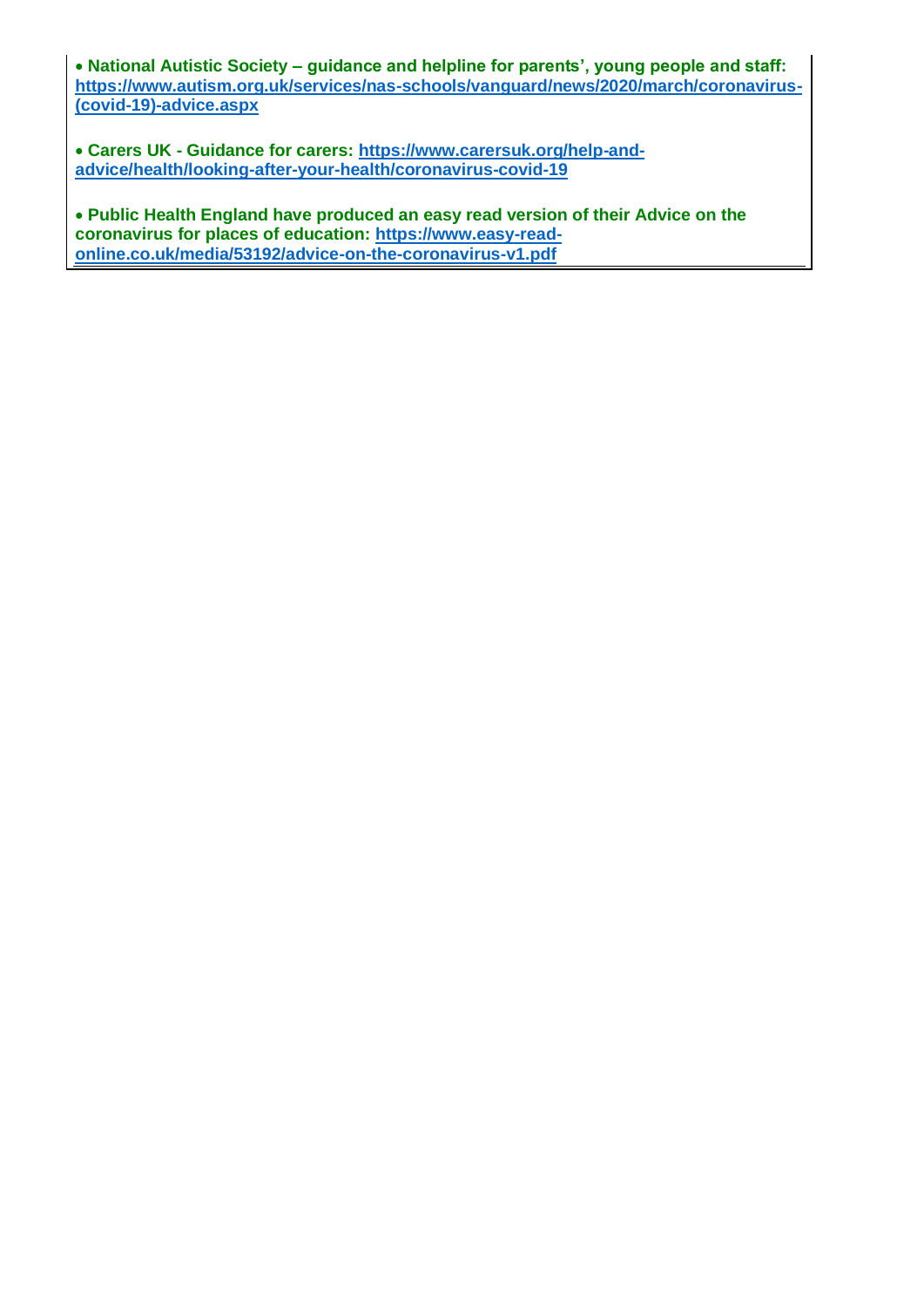- **National Autistic Society – guidance and helpline for parents', young people and staff: https://www.autism.org.uk/services/nas-schools/vanguard/news/2020/march/coronavirus-(covid-19)-advice.aspx**

- **Carers UK - Guidance for carers: https://www.carersuk.org/help-and-advice/health/looking-after-your-health/coronavirus-covid-19**

- **Public Health England have produced an easy read version of their Advice on the coronavirus for places of education: https://www.easy-read-online.co.uk/media/53192/advice-on-the-coronavirus-v1.pdf**